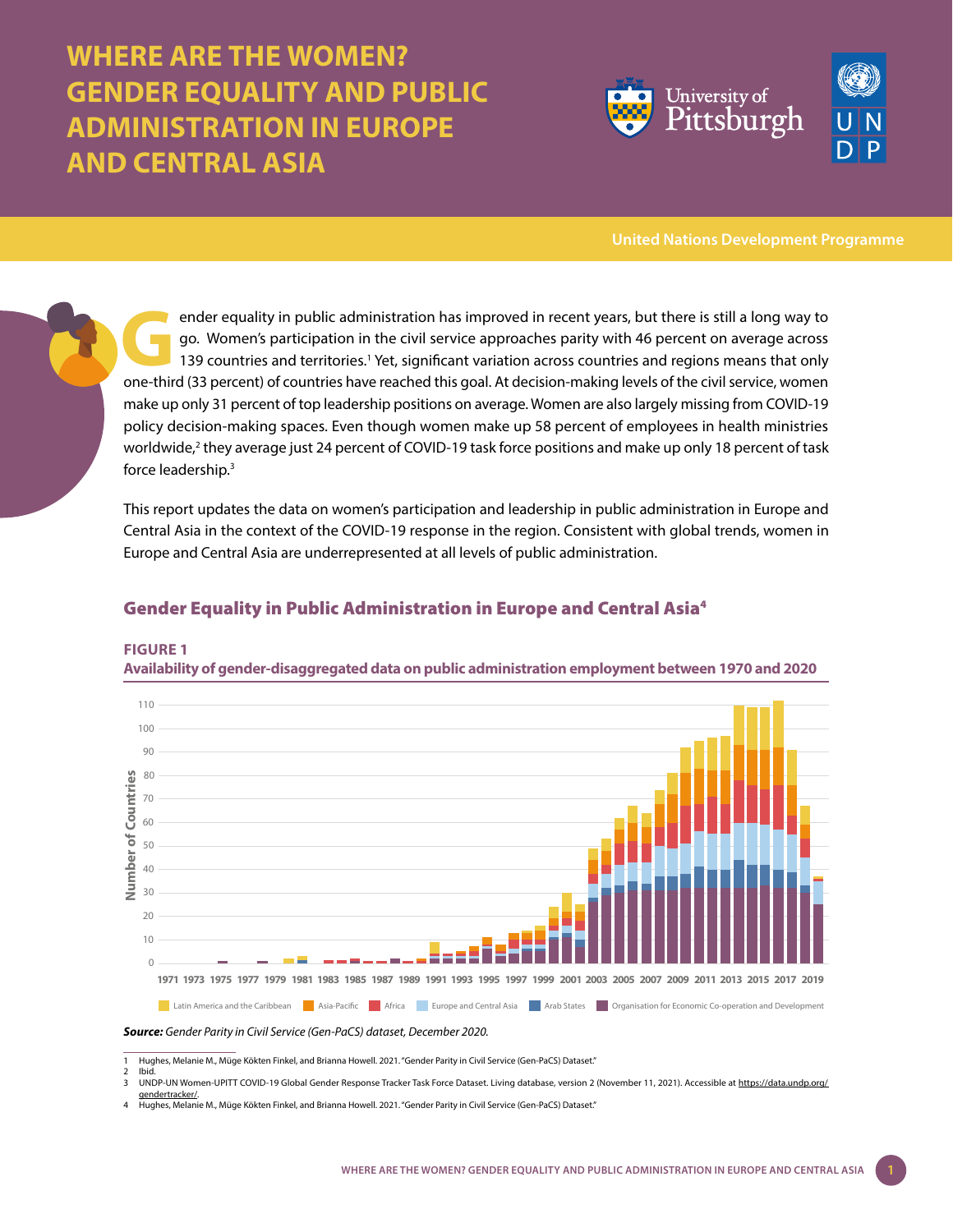# WHERE ARE THE WOMEN? GENDER EQUALITY AND PUBLIC ADMINISTRATION IN EUROPE AND CENTRAL ASIA

University of Pittsburgh

United Nations Development Programme

Gender equality in public administration has improved in recent years, but there is still a long way to go. Women's participation in the civil service approaches parity with 46 percent on average across 139 countries and territories.[1] Yet, significant variation across countries and regions means that only one-third (33 percent) of countries have reached this goal. At decision-making levels of the civil service, women make up only 31 percent of top leadership positions on average. Women are also largely missing from COVID-19 policy decision-making spaces. Even though women make up 58 percent of employees in health ministries worldwide,[2] they average just 24 percent of COVID-19 task force positions and make up only 18 percent of task force leadership.[3]

This report updates the data on women's participation and leadership in public administration in Europe and Central Asia in the context of the COVID-19 response in the region. Consistent with global trends, women in Europe and Central Asia are underrepresented at all levels of public administration.

## Gender Equality in Public Administration in Europe and Central Asia[4]

**FIGURE 1**
**Availability of gender-disaggregated data on public administration employment between 1970 and 2020**

***Source:*** *Gender Parity in Civil Service (Gen-PaCS) dataset, December 2020.*

---

1 Hughes, Melanie M., Müge Kökten Finkel, and Brianna Howell. 2021. "Gender Parity in Civil Service (Gen-PaCS) Dataset."
2 Ibid.
3 UNDP-UN Women-UPITT COVID-19 Global Gender Response Tracker Task Force Dataset. Living database, version 2 (November 11, 2021). Accessible at https://data.undp.org/gendertracker/.
4 Hughes, Melanie M., Müge Kökten Finkel, and Brianna Howell. 2021. "Gender Parity in Civil Service (Gen-PaCS) Dataset."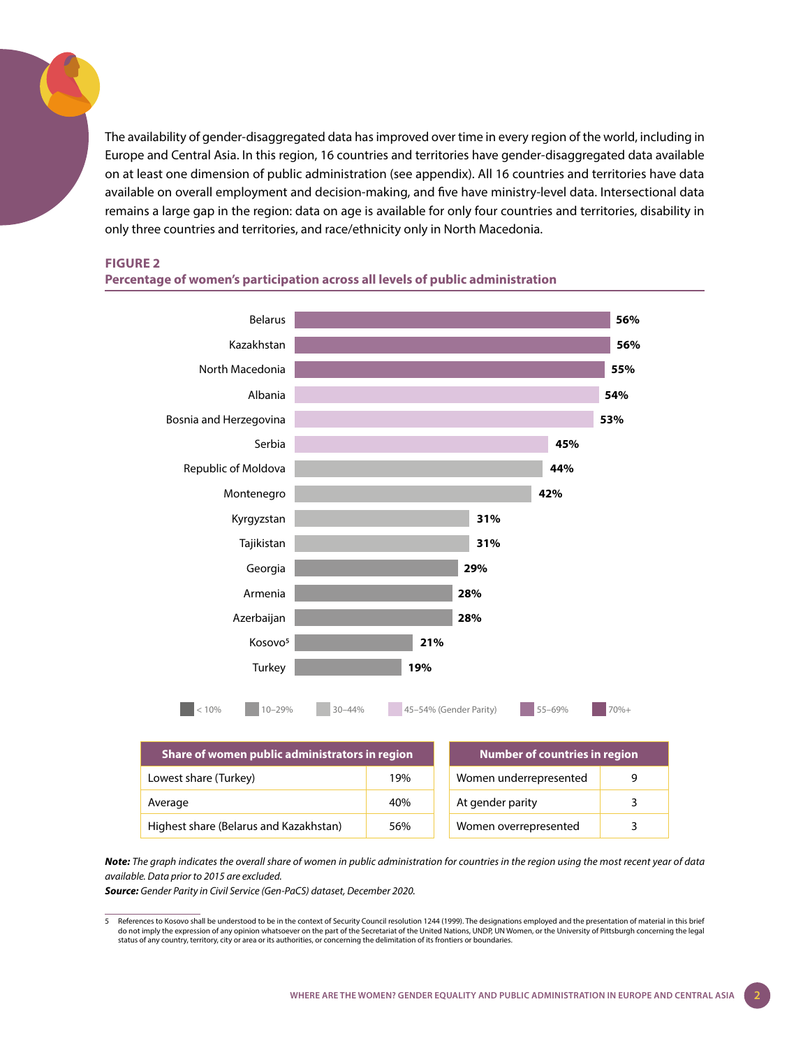The availability of gender-disaggregated data has improved over time in every region of the world, including in Europe and Central Asia. In this region, 16 countries and territories have gender-disaggregated data available on at least one dimension of public administration (see appendix). All 16 countries and territories have data available on overall employment and decision-making, and five have ministry-level data. Intersectional data remains a large gap in the region: data on age is available for only four countries and territories, disability in only three countries and territories, and race/ethnicity only in North Macedonia.

**FIGURE 2**

**Percentage of women's participation across all levels of public administration**

| Country | Percentage |
|---|---|
| Belarus | 56% |
| Kazakhstan | 56% |
| North Macedonia | 55% |
| Albania | 54% |
| Bosnia and Herzegovina | 53% |
| Serbia | 45% |
| Republic of Moldova | 44% |
| Montenegro | 42% |
| Kyrgyzstan | 31% |
| Tajikistan | 31% |
| Georgia | 29% |
| Armenia | 28% |
| Azerbaijan | 28% |
| Kosovo[5] | 21% |
| Turkey | 19% |

< 10% | 10–29% | 30–44% | 45–54% (Gender Parity) | 55–69% | 70%+

| Share of women public administrators in region | |
|---|---|
| Lowest share (Turkey) | 19% |
| Average | 40% |
| Highest share (Belarus and Kazakhstan) | 56% |

| Number of countries in region | |
|---|---|
| Women underrepresented | 9 |
| At gender parity | 3 |
| Women overrepresented | 3 |

***Note:*** *The graph indicates the overall share of women in public administration for countries in the region using the most recent year of data available. Data prior to 2015 are excluded.*

***Source:*** *Gender Parity in Civil Service (Gen-PaCS) dataset, December 2020.*

5 References to Kosovo shall be understood to be in the context of Security Council resolution 1244 (1999). The designations employed and the presentation of material in this brief do not imply the expression of any opinion whatsoever on the part of the Secretariat of the United Nations, UNDP, UN Women, or the University of Pittsburgh concerning the legal status of any country, territory, city or area or its authorities, or concerning the delimitation of its frontiers or boundaries.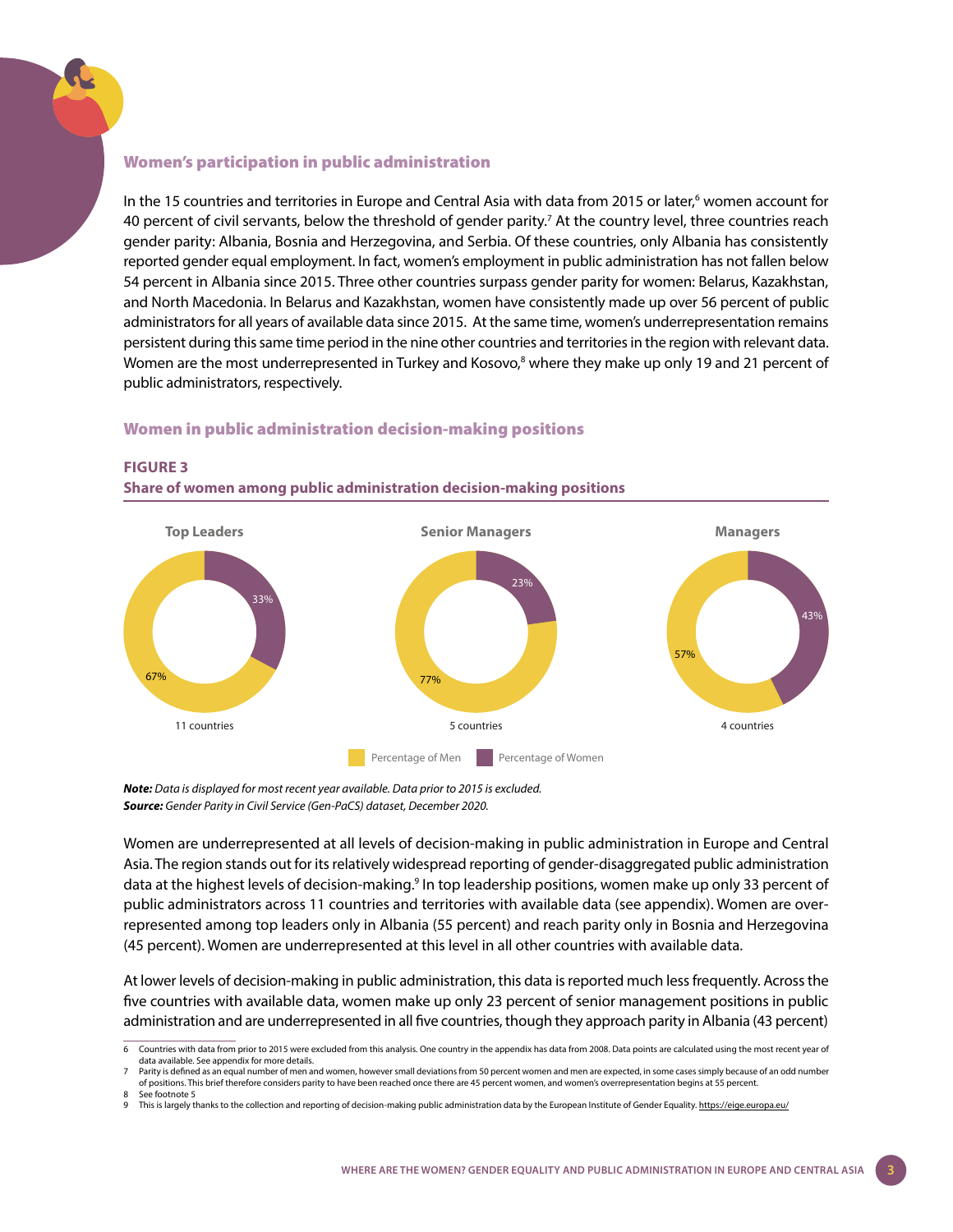## Women's participation in public administration

In the 15 countries and territories in Europe and Central Asia with data from 2015 or later,[6] women account for 40 percent of civil servants, below the threshold of gender parity.[7] At the country level, three countries reach gender parity: Albania, Bosnia and Herzegovina, and Serbia. Of these countries, only Albania has consistently reported gender equal employment. In fact, women's employment in public administration has not fallen below 54 percent in Albania since 2015. Three other countries surpass gender parity for women: Belarus, Kazakhstan, and North Macedonia. In Belarus and Kazakhstan, women have consistently made up over 56 percent of public administrators for all years of available data since 2015. At the same time, women's underrepresentation remains persistent during this same time period in the nine other countries and territories in the region with relevant data. Women are the most underrepresented in Turkey and Kosovo,[8] where they make up only 19 and 21 percent of public administrators, respectively.

## Women in public administration decision-making positions

**FIGURE 3**
**Share of women among public administration decision-making positions**

| | Top Leaders | Senior Managers | Managers |
|---|---|---|---|
| Percentage of Men | 67% | 77% | 57% |
| Percentage of Women | 33% | 23% | 43% |
| | 11 countries | 5 countries | 4 countries |

***Note:*** *Data is displayed for most recent year available. Data prior to 2015 is excluded.*
***Source:*** *Gender Parity in Civil Service (Gen-PaCS) dataset, December 2020.*

Women are underrepresented at all levels of decision-making in public administration in Europe and Central Asia. The region stands out for its relatively widespread reporting of gender-disaggregated public administration data at the highest levels of decision-making.[9] In top leadership positions, women make up only 33 percent of public administrators across 11 countries and territories with available data (see appendix). Women are over-represented among top leaders only in Albania (55 percent) and reach parity only in Bosnia and Herzegovina (45 percent). Women are underrepresented at this level in all other countries with available data.

At lower levels of decision-making in public administration, this data is reported much less frequently. Across the five countries with available data, women make up only 23 percent of senior management positions in public administration and are underrepresented in all five countries, though they approach parity in Albania (43 percent)

---

6 Countries with data from prior to 2015 were excluded from this analysis. One country in the appendix has data from 2008. Data points are calculated using the most recent year of data available. See appendix for more details.

7 Parity is defined as an equal number of men and women, however small deviations from 50 percent women and men are expected, in some cases simply because of an odd number of positions. This brief therefore considers parity to have been reached once there are 45 percent women, and women's overrepresentation begins at 55 percent.

8 See footnote 5

9 This is largely thanks to the collection and reporting of decision-making public administration data by the European Institute of Gender Equality. https://eige.europa.eu/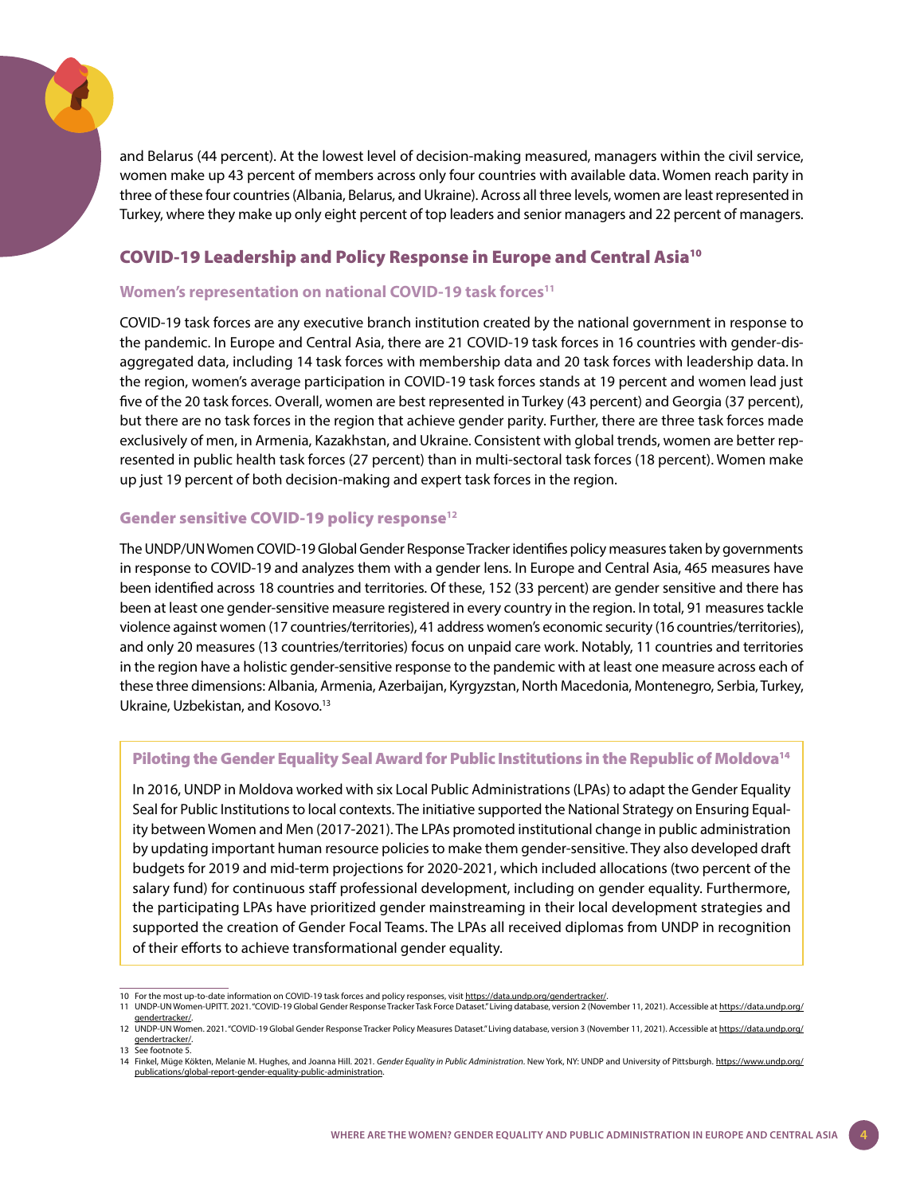and Belarus (44 percent). At the lowest level of decision-making measured, managers within the civil service, women make up 43 percent of members across only four countries with available data. Women reach parity in three of these four countries (Albania, Belarus, and Ukraine). Across all three levels, women are least represented in Turkey, where they make up only eight percent of top leaders and senior managers and 22 percent of managers.

## COVID-19 Leadership and Policy Response in Europe and Central Asia[10]

### Women's representation on national COVID-19 task forces[11]

COVID-19 task forces are any executive branch institution created by the national government in response to the pandemic. In Europe and Central Asia, there are 21 COVID-19 task forces in 16 countries with gender-disaggregated data, including 14 task forces with membership data and 20 task forces with leadership data. In the region, women's average participation in COVID-19 task forces stands at 19 percent and women lead just five of the 20 task forces. Overall, women are best represented in Turkey (43 percent) and Georgia (37 percent), but there are no task forces in the region that achieve gender parity. Further, there are three task forces made exclusively of men, in Armenia, Kazakhstan, and Ukraine. Consistent with global trends, women are better represented in public health task forces (27 percent) than in multi-sectoral task forces (18 percent). Women make up just 19 percent of both decision-making and expert task forces in the region.

### Gender sensitive COVID-19 policy response[12]

The UNDP/UN Women COVID-19 Global Gender Response Tracker identifies policy measures taken by governments in response to COVID-19 and analyzes them with a gender lens. In Europe and Central Asia, 465 measures have been identified across 18 countries and territories. Of these, 152 (33 percent) are gender sensitive and there has been at least one gender-sensitive measure registered in every country in the region. In total, 91 measures tackle violence against women (17 countries/territories), 41 address women's economic security (16 countries/territories), and only 20 measures (13 countries/territories) focus on unpaid care work. Notably, 11 countries and territories in the region have a holistic gender-sensitive response to the pandemic with at least one measure across each of these three dimensions: Albania, Armenia, Azerbaijan, Kyrgyzstan, North Macedonia, Montenegro, Serbia, Turkey, Ukraine, Uzbekistan, and Kosovo.[13]

### Piloting the Gender Equality Seal Award for Public Institutions in the Republic of Moldova[14]

In 2016, UNDP in Moldova worked with six Local Public Administrations (LPAs) to adapt the Gender Equality Seal for Public Institutions to local contexts. The initiative supported the National Strategy on Ensuring Equality between Women and Men (2017-2021). The LPAs promoted institutional change in public administration by updating important human resource policies to make them gender-sensitive. They also developed draft budgets for 2019 and mid-term projections for 2020-2021, which included allocations (two percent of the salary fund) for continuous staff professional development, including on gender equality. Furthermore, the participating LPAs have prioritized gender mainstreaming in their local development strategies and supported the creation of Gender Focal Teams. The LPAs all received diplomas from UNDP in recognition of their efforts to achieve transformational gender equality.

---

10 For the most up-to-date information on COVID-19 task forces and policy responses, visit https://data.undp.org/gendertracker/.

11 UNDP-UN Women-UPITT. 2021. "COVID-19 Global Gender Response Tracker Task Force Dataset." Living database, version 2 (November 11, 2021). Accessible at https://data.undp.org/gendertracker/.

12 UNDP-UN Women. 2021. "COVID-19 Global Gender Response Tracker Policy Measures Dataset." Living database, version 3 (November 11, 2021). Accessible at https://data.undp.org/gendertracker/.

13 See footnote 5.

14 Finkel, Müge Kökten, Melanie M. Hughes, and Joanna Hill. 2021. *Gender Equality in Public Administration*. New York, NY: UNDP and University of Pittsburgh. https://www.undp.org/publications/global-report-gender-equality-public-administration.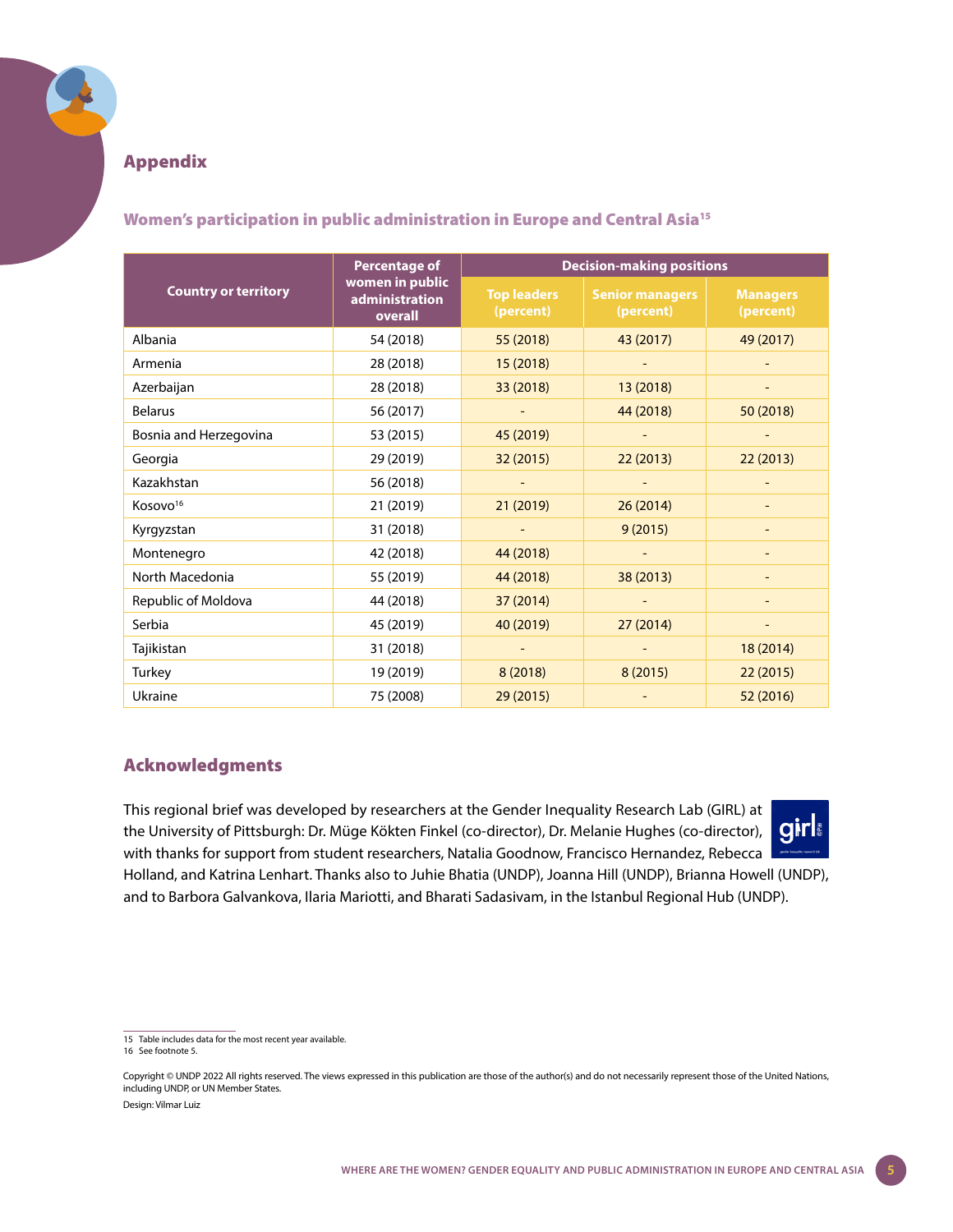## Appendix

### Women's participation in public administration in Europe and Central Asia[15]

| Country or territory | Percentage of women in public administration overall | Decision-making positions | | |
|---|---|---|---|---|
| | | Top leaders (percent) | Senior managers (percent) | Managers (percent) |
| Albania | 54 (2018) | 55 (2018) | 43 (2017) | 49 (2017) |
| Armenia | 28 (2018) | 15 (2018) | - | - |
| Azerbaijan | 28 (2018) | 33 (2018) | 13 (2018) | - |
| Belarus | 56 (2017) | - | 44 (2018) | 50 (2018) |
| Bosnia and Herzegovina | 53 (2015) | 45 (2019) | - | - |
| Georgia | 29 (2019) | 32 (2015) | 22 (2013) | 22 (2013) |
| Kazakhstan | 56 (2018) | - | - | - |
| Kosovo[16] | 21 (2019) | 21 (2019) | 26 (2014) | - |
| Kyrgyzstan | 31 (2018) | - | 9 (2015) | - |
| Montenegro | 42 (2018) | 44 (2018) | - | - |
| North Macedonia | 55 (2019) | 44 (2018) | 38 (2013) | - |
| Republic of Moldova | 44 (2018) | 37 (2014) | - | - |
| Serbia | 45 (2019) | 40 (2019) | 27 (2014) | - |
| Tajikistan | 31 (2018) | - | - | 18 (2014) |
| Turkey | 19 (2019) | 8 (2018) | 8 (2015) | 22 (2015) |
| Ukraine | 75 (2008) | 29 (2015) | - | 52 (2016) |

## Acknowledgments

This regional brief was developed by researchers at the Gender Inequality Research Lab (GIRL) at the University of Pittsburgh: Dr. Müge Kökten Finkel (co-director), Dr. Melanie Hughes (co-director), with thanks for support from student researchers, Natalia Goodnow, Francisco Hernandez, Rebecca Holland, and Katrina Lenhart. Thanks also to Juhie Bhatia (UNDP), Joanna Hill (UNDP), Brianna Howell (UNDP), and to Barbora Galvankova, Ilaria Mariotti, and Bharati Sadasivam, in the Istanbul Regional Hub (UNDP).

15 Table includes data for the most recent year available.
16 See footnote 5.

Copyright © UNDP 2022 All rights reserved. The views expressed in this publication are those of the author(s) and do not necessarily represent those of the United Nations, including UNDP, or UN Member States.

Design: Vilmar Luiz